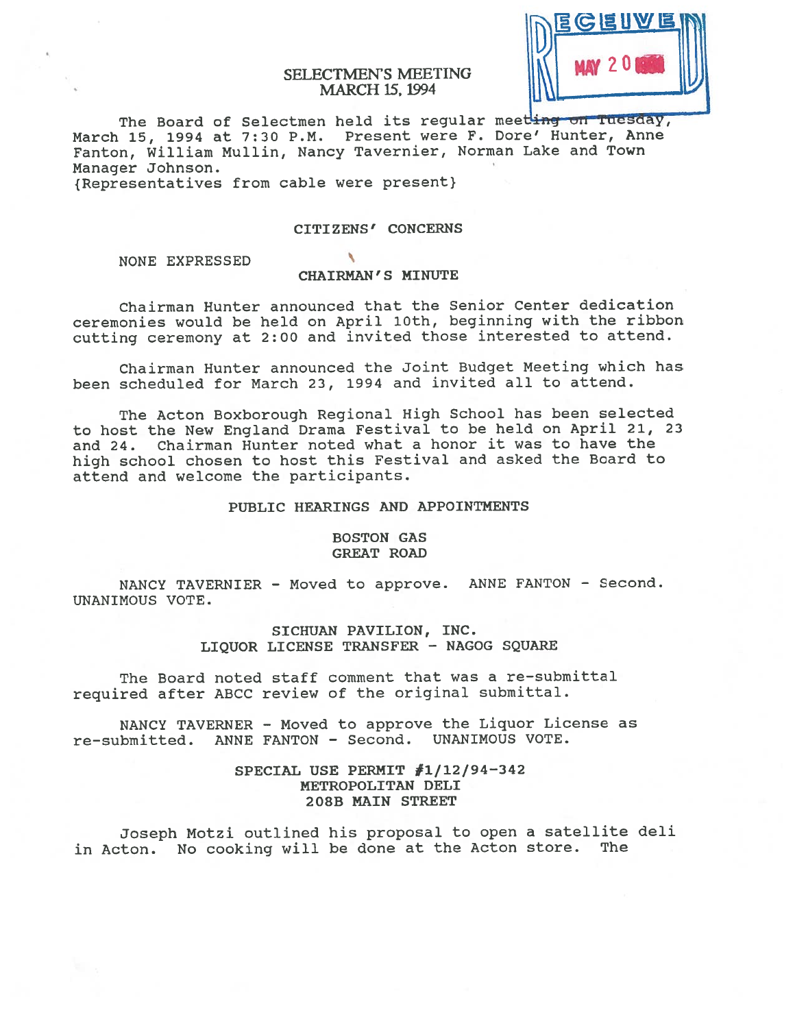SELECTMEN'S MEETING
MARCH 15, 1994

RECEIVED
MAY 20

The Board of Selectmen held its regular meeting on Tuesday, March 15, 1994 at 7:30 P.M. Present were F. Dore' Hunter, Anne Fanton, William Mullin, Nancy Tavernier, Norman Lake and Town Manager Johnson.
{Representatives from cable were present}

## CITIZENS' CONCERNS

NONE EXPRESSED

## CHAIRMAN'S MINUTE

Chairman Hunter announced that the Senior Center dedication ceremonies would be held on April 10th, beginning with the ribbon cutting ceremony at 2:00 and invited those interested to attend.

Chairman Hunter announced the Joint Budget Meeting which has been scheduled for March 23, 1994 and invited all to attend.

The Acton Boxborough Regional High School has been selected to host the New England Drama Festival to be held on April 21, 23 and 24. Chairman Hunter noted what a honor it was to have the high school chosen to host this Festival and asked the Board to attend and welcome the participants.

## PUBLIC HEARINGS AND APPOINTMENTS

### BOSTON GAS
### GREAT ROAD

NANCY TAVERNIER - Moved to approve. ANNE FANTON - Second. UNANIMOUS VOTE.

### SICHUAN PAVILION, INC.
### LIQUOR LICENSE TRANSFER - NAGOG SQUARE

The Board noted staff comment that was a re-submittal required after ABCC review of the original submittal.

NANCY TAVERNER - Moved to approve the Liquor License as re-submitted. ANNE FANTON - Second. UNANIMOUS VOTE.

### SPECIAL USE PERMIT #1/12/94-342
### METROPOLITAN DELI
### 208B MAIN STREET

Joseph Motzi outlined his proposal to open a satellite deli in Acton. No cooking will be done at the Acton store. The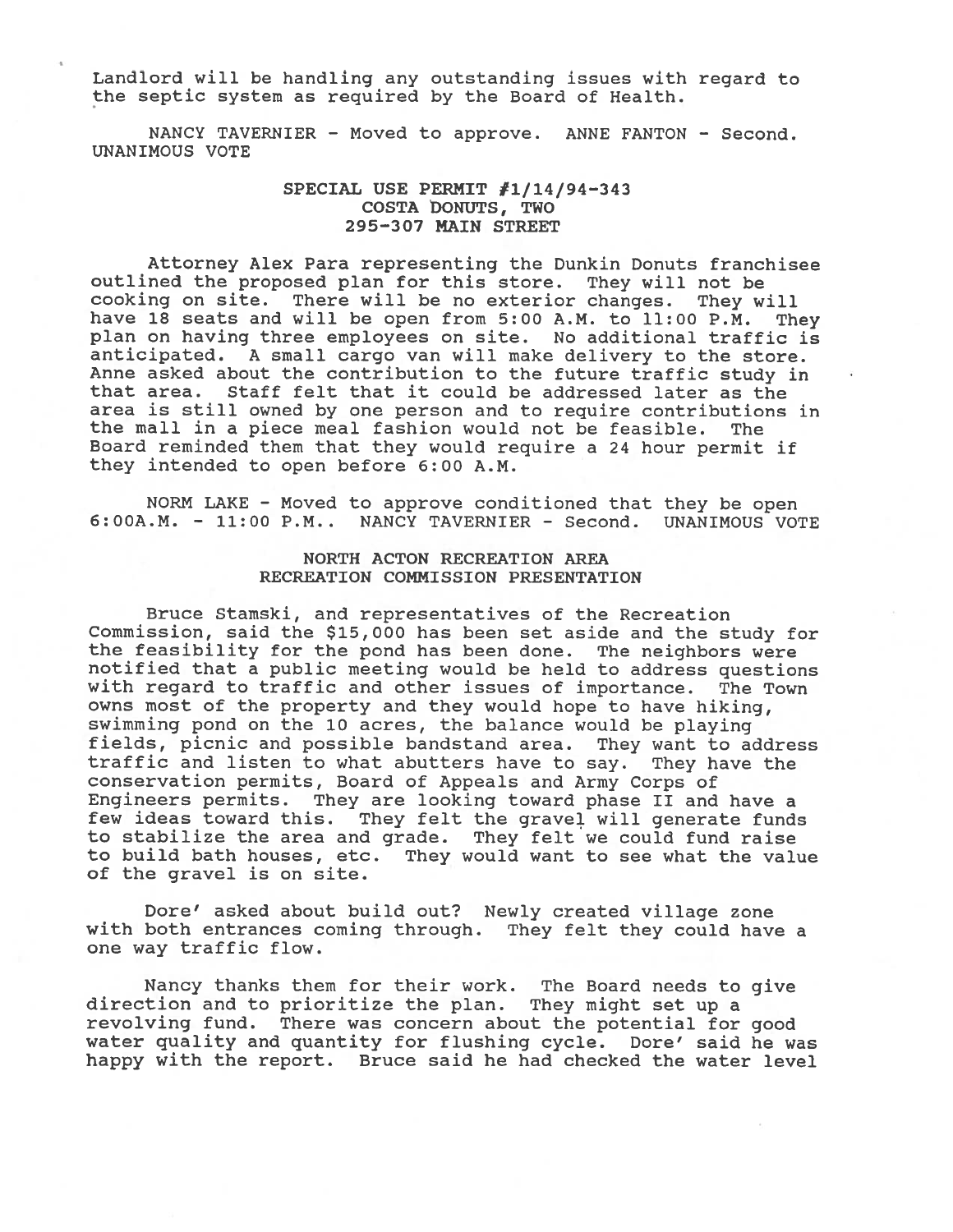Landlord will be handling any outstanding issues with regard to the septic system as required by the Board of Health.

NANCY TAVERNIER - Moved to approve. ANNE FANTON - Second. UNANIMOUS VOTE

### SPECIAL USE PERMIT #1/14/94-343
### COSTA DONUTS, TWO
### 295-307 MAIN STREET

Attorney Alex Para representing the Dunkin Donuts franchisee outlined the proposed plan for this store. They will not be cooking on site. There will be no exterior changes. They will have 18 seats and will be open from 5:00 A.M. to 11:00 P.M. They plan on having three employees on site. No additional traffic is anticipated. A small cargo van will make delivery to the store. Anne asked about the contribution to the future traffic study in that area. Staff felt that it could be addressed later as the area is still owned by one person and to require contributions in the mall in a piece meal fashion would not be feasible. The Board reminded them that they would require a 24 hour permit if they intended to open before 6:00 A.M.

NORM LAKE - Moved to approve conditioned that they be open 6:00A.M. - 11:00 P.M.. NANCY TAVERNIER - Second. UNANIMOUS VOTE

### NORTH ACTON RECREATION AREA
### RECREATION COMMISSION PRESENTATION

Bruce Stamski, and representatives of the Recreation Commission, said the $15,000 has been set aside and the study for the feasibility for the pond has been done. The neighbors were notified that a public meeting would be held to address questions with regard to traffic and other issues of importance. The Town owns most of the property and they would hope to have hiking, swimming pond on the 10 acres, the balance would be playing fields, picnic and possible bandstand area. They want to address traffic and listen to what abutters have to say. They have the conservation permits, Board of Appeals and Army Corps of Engineers permits. They are looking toward phase II and have a few ideas toward this. They felt the gravel will generate funds to stabilize the area and grade. They felt we could fund raise to build bath houses, etc. They would want to see what the value of the gravel is on site.

Dore' asked about build out? Newly created village zone with both entrances coming through. They felt they could have a one way traffic flow.

Nancy thanks them for their work. The Board needs to give direction and to prioritize the plan. They might set up a revolving fund. There was concern about the potential for good water quality and quantity for flushing cycle. Dore' said he was happy with the report. Bruce said he had checked the water level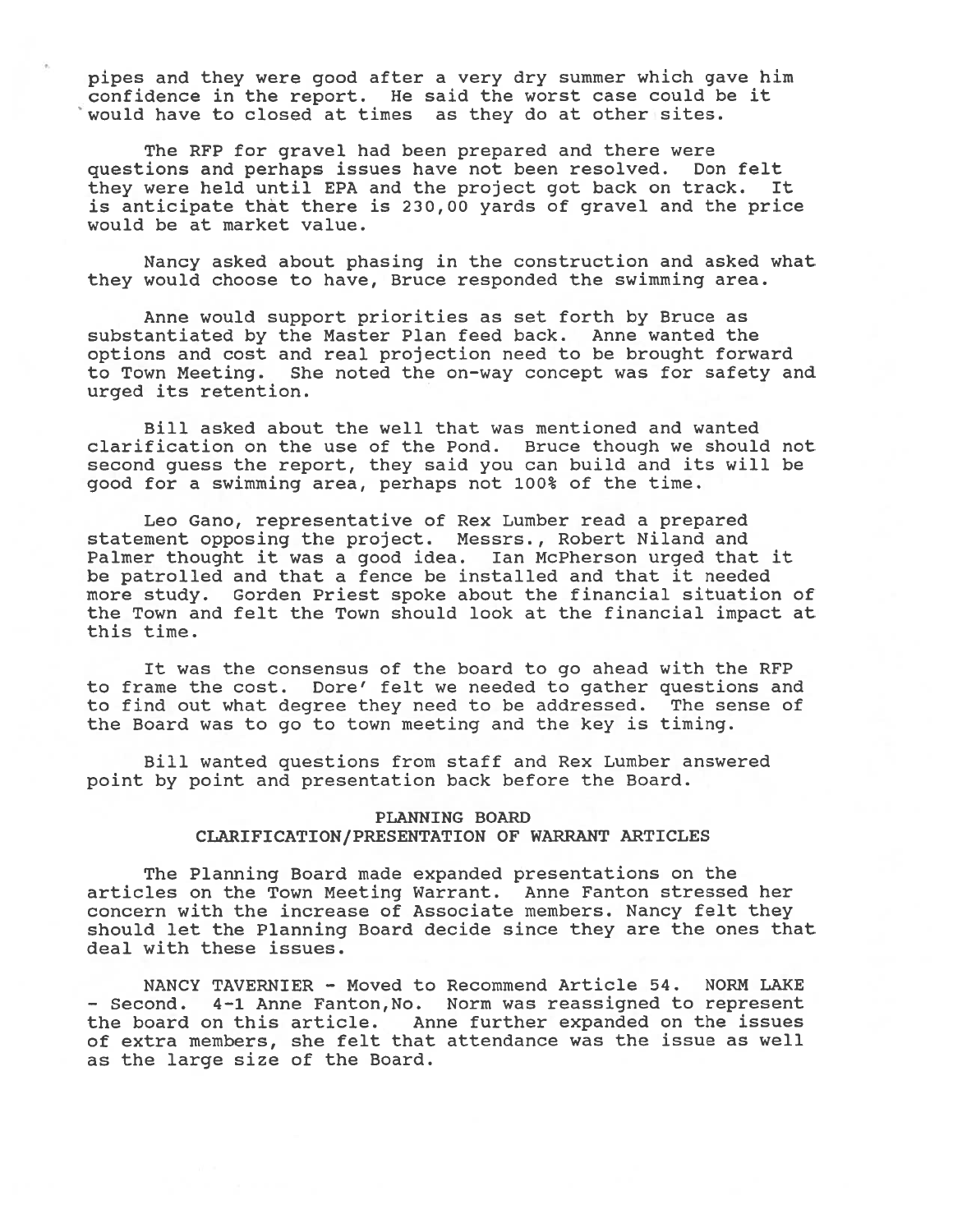pipes and they were good after a very dry summer which gave him confidence in the report. He said the worst case could be it would have to closed at times as they do at other sites.

The RFP for gravel had been prepared and there were questions and perhaps issues have not been resolved. Don felt they were held until EPA and the project got back on track. It is anticipate that there is 230,00 yards of gravel and the price would be at market value.

Nancy asked about phasing in the construction and asked what they would choose to have, Bruce responded the swimming area.

Anne would support priorities as set forth by Bruce as substantiated by the Master Plan feed back. Anne wanted the options and cost and real projection need to be brought forward to Town Meeting. She noted the on-way concept was for safety and urged its retention.

Bill asked about the well that was mentioned and wanted clarification on the use of the Pond. Bruce though we should not second guess the report, they said you can build and its will be good for a swimming area, perhaps not 100% of the time.

Leo Gano, representative of Rex Lumber read a prepared statement opposing the project. Messrs., Robert Niland and Palmer thought it was a good idea. Ian McPherson urged that it be patrolled and that a fence be installed and that it needed more study. Gorden Priest spoke about the financial situation of the Town and felt the Town should look at the financial impact at this time.

It was the consensus of the board to go ahead with the RFP to frame the cost. Dore' felt we needed to gather questions and to find out what degree they need to be addressed. The sense of the Board was to go to town meeting and the key is timing.

Bill wanted questions from staff and Rex Lumber answered point by point and presentation back before the Board.

## PLANNING BOARD
## CLARIFICATION/PRESENTATION OF WARRANT ARTICLES

The Planning Board made expanded presentations on the articles on the Town Meeting Warrant. Anne Fanton stressed her concern with the increase of Associate members. Nancy felt they should let the Planning Board decide since they are the ones that deal with these issues.

NANCY TAVERNIER - Moved to Recommend Article 54. NORM LAKE - Second. 4-1 Anne Fanton,No. Norm was reassigned to represent the board on this article. Anne further expanded on the issues of extra members, she felt that attendance was the issue as well as the large size of the Board.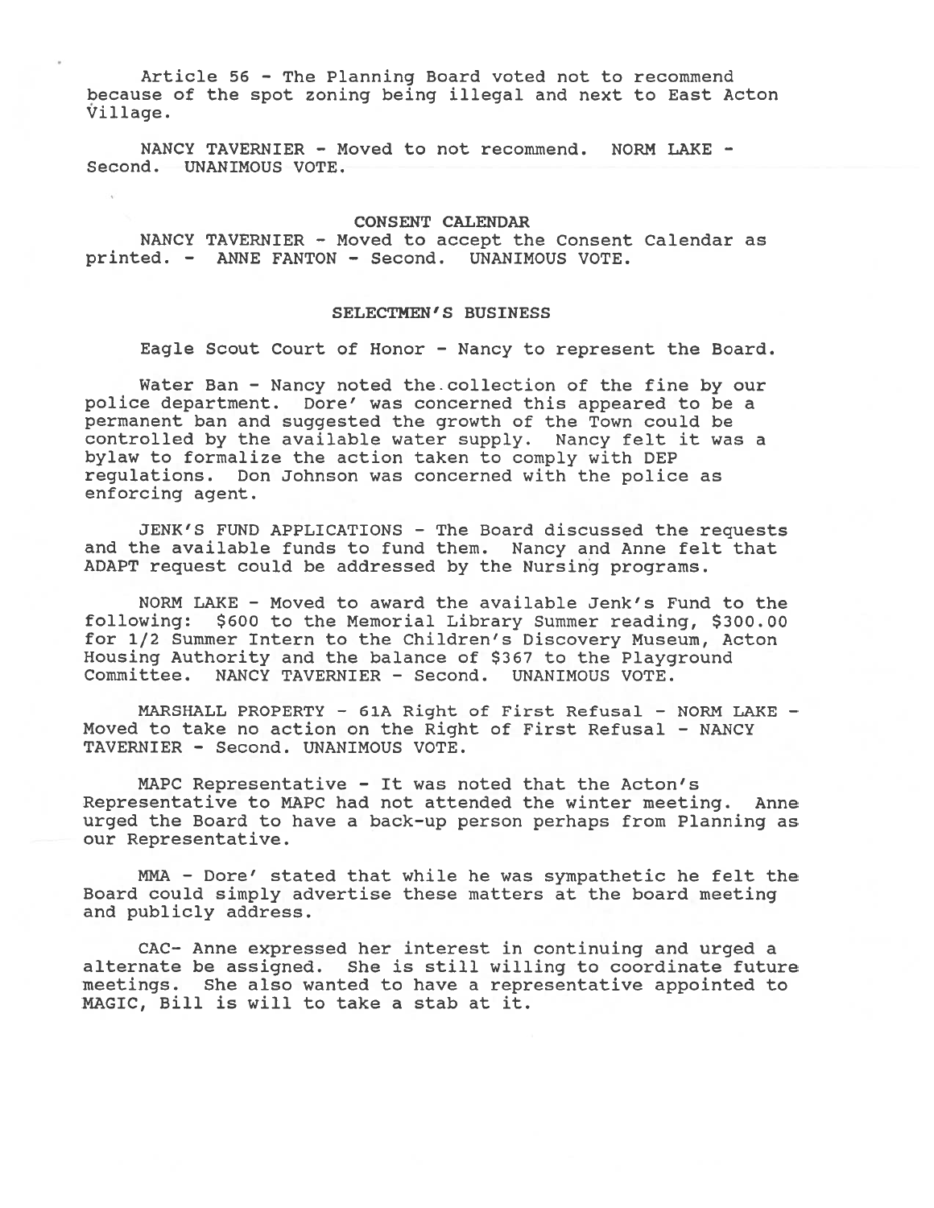Article 56 - The Planning Board voted not to recommend because of the spot zoning being illegal and next to East Acton Village.

NANCY TAVERNIER - Moved to not recommend. NORM LAKE - Second. UNANIMOUS VOTE.

## CONSENT CALENDAR

NANCY TAVERNIER - Moved to accept the Consent Calendar as printed. - ANNE FANTON - Second. UNANIMOUS VOTE.

## SELECTMEN'S BUSINESS

Eagle Scout Court of Honor - Nancy to represent the Board.

Water Ban - Nancy noted the collection of the fine by our police department. Dore' was concerned this appeared to be a permanent ban and suggested the growth of the Town could be controlled by the available water supply. Nancy felt it was a bylaw to formalize the action taken to comply with DEP regulations. Don Johnson was concerned with the police as enforcing agent.

JENK'S FUND APPLICATIONS - The Board discussed the requests and the available funds to fund them. Nancy and Anne felt that ADAPT request could be addressed by the Nursing programs.

NORM LAKE - Moved to award the available Jenk's Fund to the following: $600 to the Memorial Library Summer reading, $300.00 for 1/2 Summer Intern to the Children's Discovery Museum, Acton Housing Authority and the balance of $367 to the Playground Committee. NANCY TAVERNIER - Second. UNANIMOUS VOTE.

MARSHALL PROPERTY - 61A Right of First Refusal - NORM LAKE - Moved to take no action on the Right of First Refusal - NANCY TAVERNIER - Second. UNANIMOUS VOTE.

MAPC Representative - It was noted that the Acton's Representative to MAPC had not attended the winter meeting. Anne urged the Board to have a back-up person perhaps from Planning as our Representative.

MMA - Dore' stated that while he was sympathetic he felt the Board could simply advertise these matters at the board meeting and publicly address.

CAC- Anne expressed her interest in continuing and urged a alternate be assigned. She is still willing to coordinate future meetings. She also wanted to have a representative appointed to MAGIC, Bill is will to take a stab at it.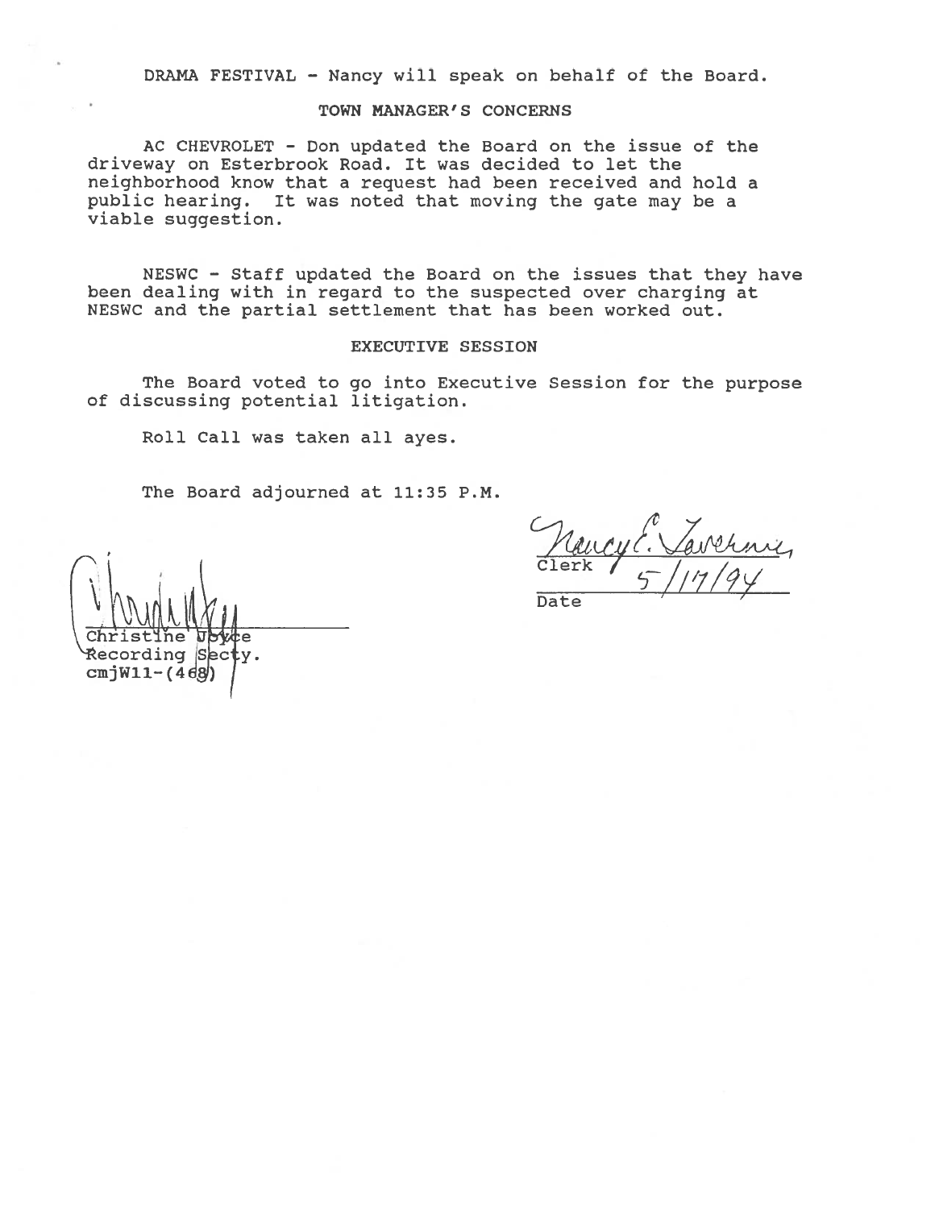DRAMA FESTIVAL - Nancy will speak on behalf of the Board.

## TOWN MANAGER'S CONCERNS

AC CHEVROLET - Don updated the Board on the issue of the driveway on Esterbrook Road. It was decided to let the neighborhood know that a request had been received and hold a public hearing. It was noted that moving the gate may be a viable suggestion.

NESWC - Staff updated the Board on the issues that they have been dealing with in regard to the suspected over charging at NESWC and the partial settlement that has been worked out.

## EXECUTIVE SESSION

The Board voted to go into Executive Session for the purpose of discussing potential litigation.

Roll Call was taken all ayes.

The Board adjourned at 11:35 P.M.

Nancy E. Tavernier
Clerk

5/17/94
Date

Christine Joyce
Recording Secty.
cmjW11-(468)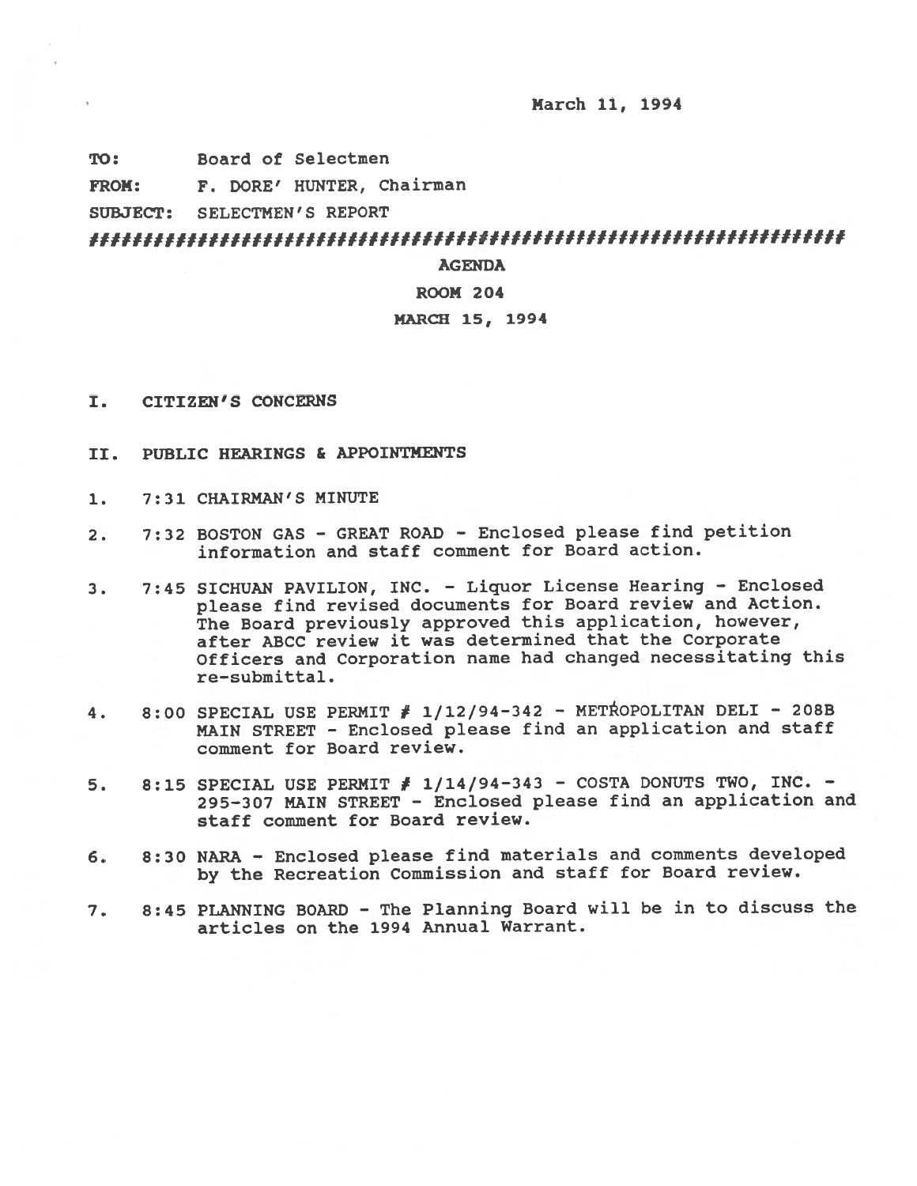March 11, 1994

**TO:** Board of Selectmen

**FROM:** F. DORE' HUNTER, Chairman

**SUBJECT:** SELECTMEN'S REPORT

##################################################################

**AGENDA**

**ROOM 204**

**MARCH 15, 1994**

## I. CITIZEN'S CONCERNS

## II. PUBLIC HEARINGS & APPOINTMENTS

1. 7:31 CHAIRMAN'S MINUTE

2. 7:32 BOSTON GAS - GREAT ROAD - Enclosed please find petition information and staff comment for Board action.

3. 7:45 SICHUAN PAVILION, INC. - Liquor License Hearing - Enclosed please find revised documents for Board review and Action. The Board previously approved this application, however, after ABCC review it was determined that the Corporate Officers and Corporation name had changed necessitating this re-submittal.

4. 8:00 SPECIAL USE PERMIT # 1/12/94-342 - METROPOLITAN DELI - 208B MAIN STREET - Enclosed please find an application and staff comment for Board review.

5. 8:15 SPECIAL USE PERMIT # 1/14/94-343 - COSTA DONUTS TWO, INC. - 295-307 MAIN STREET - Enclosed please find an application and staff comment for Board review.

6. 8:30 NARA - Enclosed please find materials and comments developed by the Recreation Commission and staff for Board review.

7. 8:45 PLANNING BOARD - The Planning Board will be in to discuss the articles on the 1994 Annual Warrant.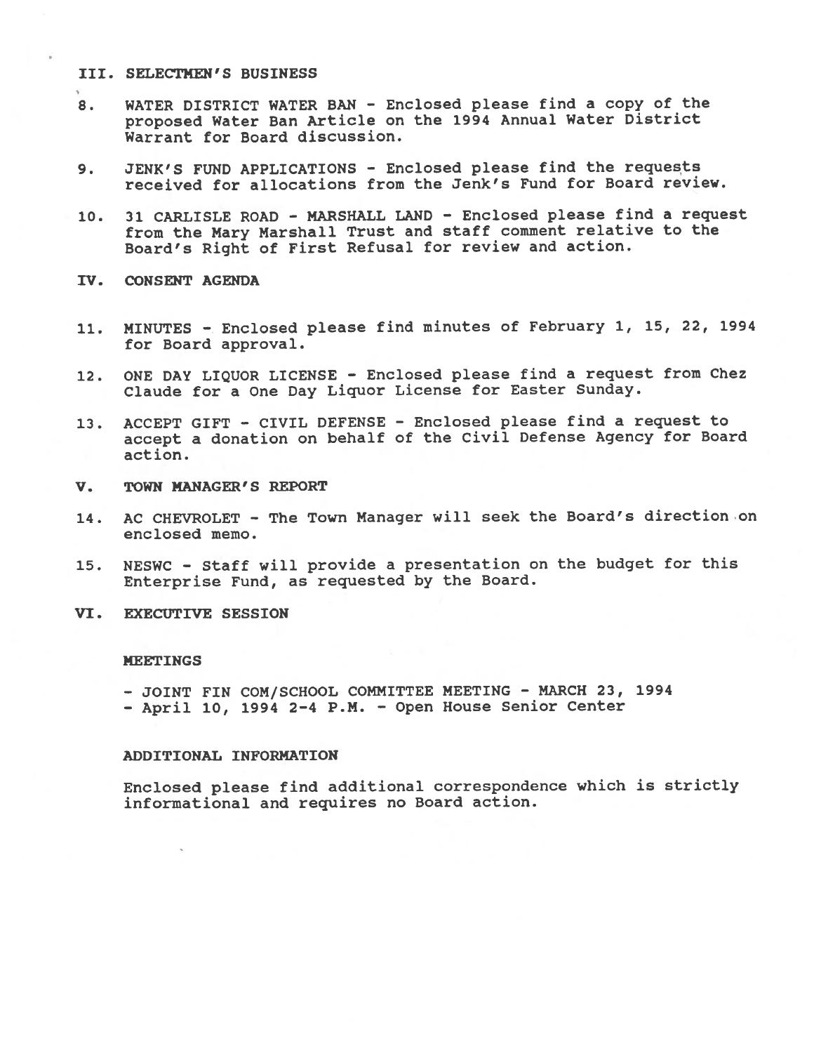## III. SELECTMEN'S BUSINESS

8. WATER DISTRICT WATER BAN - Enclosed please find a copy of the proposed Water Ban Article on the 1994 Annual Water District Warrant for Board discussion.

9. JENK'S FUND APPLICATIONS - Enclosed please find the requests received for allocations from the Jenk's Fund for Board review.

10. 31 CARLISLE ROAD - MARSHALL LAND - Enclosed please find a request from the Mary Marshall Trust and staff comment relative to the Board's Right of First Refusal for review and action.

## IV. CONSENT AGENDA

11. MINUTES - Enclosed please find minutes of February 1, 15, 22, 1994 for Board approval.

12. ONE DAY LIQUOR LICENSE - Enclosed please find a request from Chez Claude for a One Day Liquor License for Easter Sunday.

13. ACCEPT GIFT - CIVIL DEFENSE - Enclosed please find a request to accept a donation on behalf of the Civil Defense Agency for Board action.

## V. TOWN MANAGER'S REPORT

14. AC CHEVROLET - The Town Manager will seek the Board's direction on enclosed memo.

15. NESWC - Staff will provide a presentation on the budget for this Enterprise Fund, as requested by the Board.

## VI. EXECUTIVE SESSION

### MEETINGS

- JOINT FIN COM/SCHOOL COMMITTEE MEETING - MARCH 23, 1994
- April 10, 1994 2-4 P.M. - Open House Senior Center

### ADDITIONAL INFORMATION

Enclosed please find additional correspondence which is strictly informational and requires no Board action.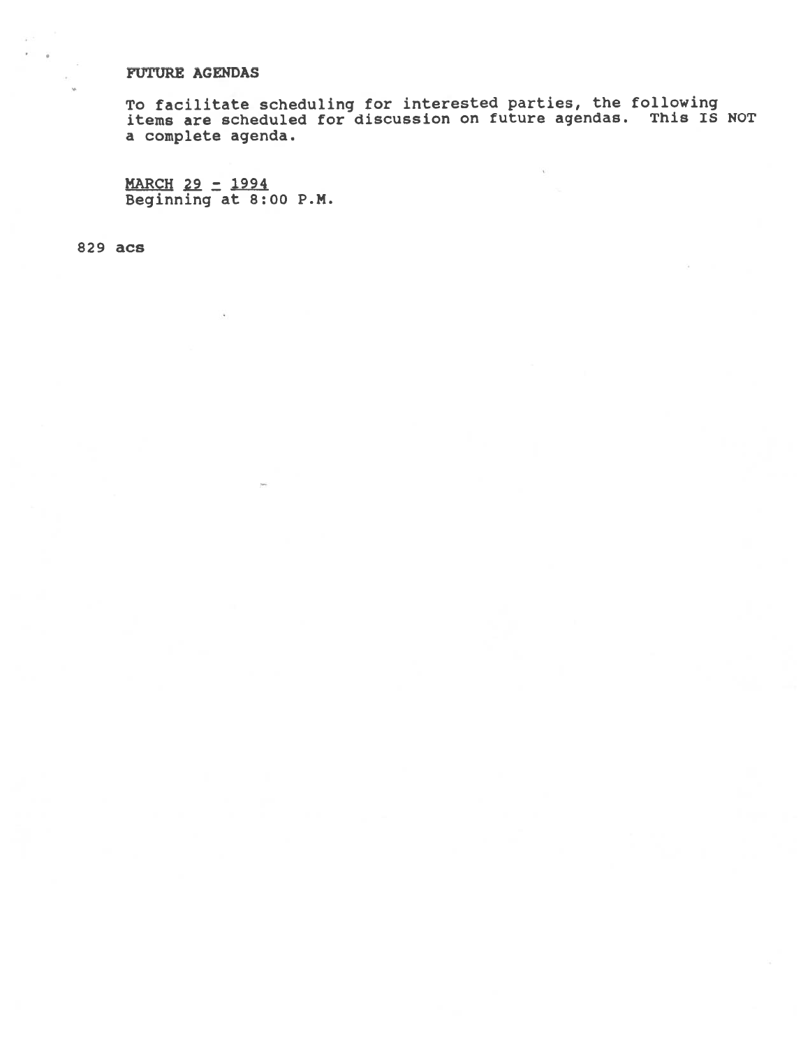## FUTURE AGENDAS

To facilitate scheduling for interested parties, the following items are scheduled for discussion on future agendas. This IS NOT a complete agenda.

<u>MARCH 29 - 1994</u>
Beginning at 8:00 P.M.

829 acs